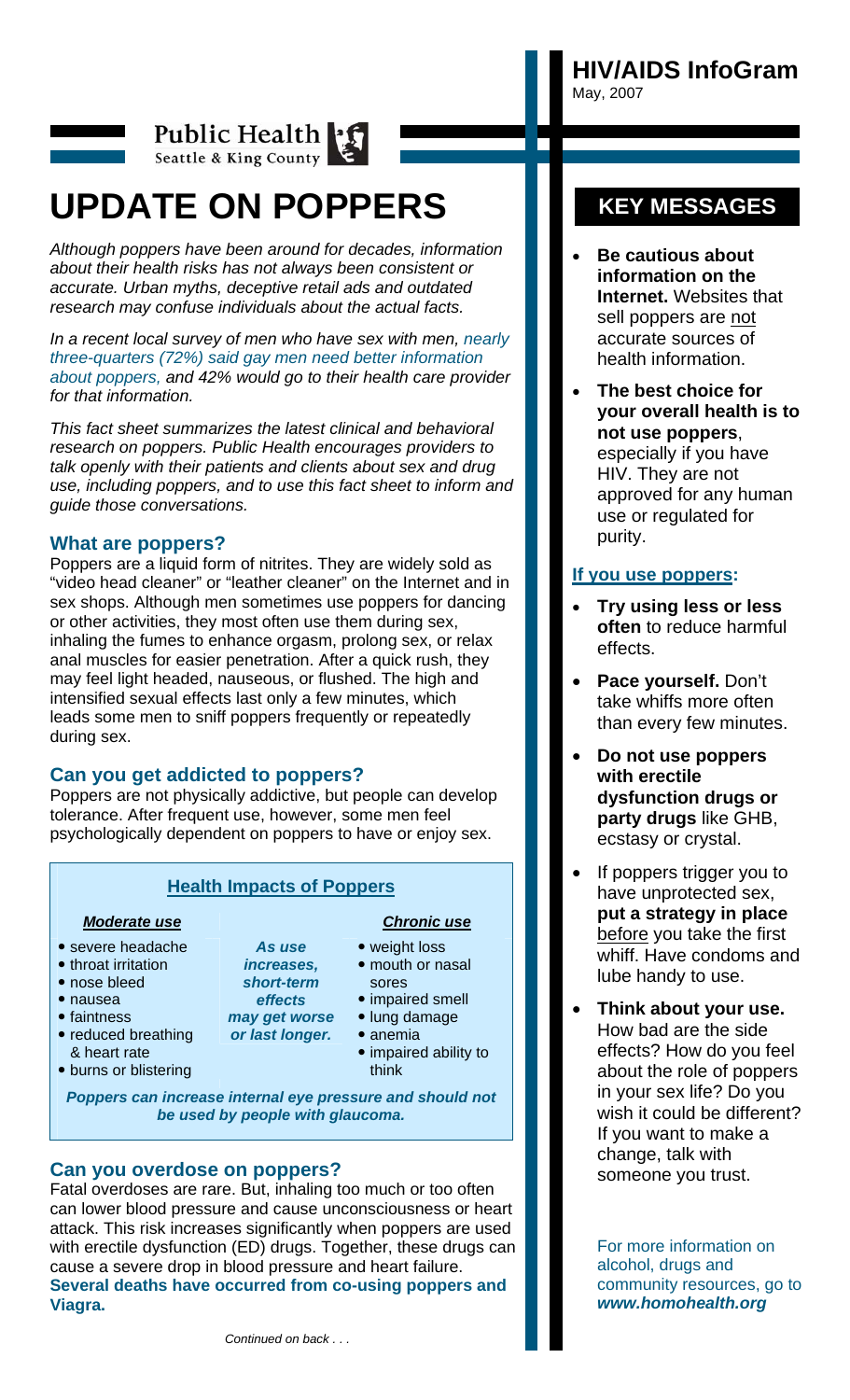Public Health
Seattle & King County

# UPDATE ON POPPERS

*Although poppers have been around for decades, information about their health risks has not always been consistent or accurate. Urban myths, deceptive retail ads and outdated research may confuse individuals about the actual facts.*

*In a recent local survey of men who have sex with men, nearly three-quarters (72%) said gay men need better information about poppers, and 42% would go to their health care provider for that information.*

*This fact sheet summarizes the latest clinical and behavioral research on poppers. Public Health encourages providers to talk openly with their patients and clients about sex and drug use, including poppers, and to use this fact sheet to inform and guide those conversations.*

## What are poppers?

Poppers are a liquid form of nitrites. They are widely sold as "video head cleaner" or "leather cleaner" on the Internet and in sex shops. Although men sometimes use poppers for dancing or other activities, they most often use them during sex, inhaling the fumes to enhance orgasm, prolong sex, or relax anal muscles for easier penetration. After a quick rush, they may feel light headed, nauseous, or flushed. The high and intensified sexual effects last only a few minutes, which leads some men to sniff poppers frequently or repeatedly during sex.

## Can you get addicted to poppers?

Poppers are not physically addictive, but people can develop tolerance. After frequent use, however, some men feel psychologically dependent on poppers to have or enjoy sex.

### Health Impacts of Poppers

| *Moderate use* | | *Chronic use* |
|---|---|---|
| • severe headache<br>• throat irritation<br>• nose bleed<br>• nausea<br>• faintness<br>• reduced breathing & heart rate<br>• burns or blistering | ***As use increases, short-term effects may get worse or last longer.*** | • weight loss<br>• mouth or nasal sores<br>• impaired smell<br>• lung damage<br>• anemia<br>• impaired ability to think |

***Poppers can increase internal eye pressure and should not be used by people with glaucoma.***

## Can you overdose on poppers?

Fatal overdoses are rare. But, inhaling too much or too often can lower blood pressure and cause unconsciousness or heart attack. This risk increases significantly when poppers are used with erectile dysfunction (ED) drugs. Together, these drugs can cause a severe drop in blood pressure and heart failure. **Several deaths have occurred from co-using poppers and Viagra.**

*Continued on back . . .*

**HIV/AIDS InfoGram**
May, 2007

## KEY MESSAGES

- **Be cautious about information on the Internet.** Websites that sell poppers are not accurate sources of health information.
- **The best choice for your overall health is to not use poppers**, especially if you have HIV. They are not approved for any human use or regulated for purity.

**If you use poppers:**

- **Try using less or less often** to reduce harmful effects.
- **Pace yourself.** Don't take whiffs more often than every few minutes.
- **Do not use poppers with erectile dysfunction drugs or party drugs** like GHB, ecstasy or crystal.
- If poppers trigger you to have unprotected sex, **put a strategy in place** before you take the first whiff. Have condoms and lube handy to use.
- **Think about your use.** How bad are the side effects? How do you feel about the role of poppers in your sex life? Do you wish it could be different? If you want to make a change, talk with someone you trust.

For more information on alcohol, drugs and community resources, go to ***www.homohealth.org***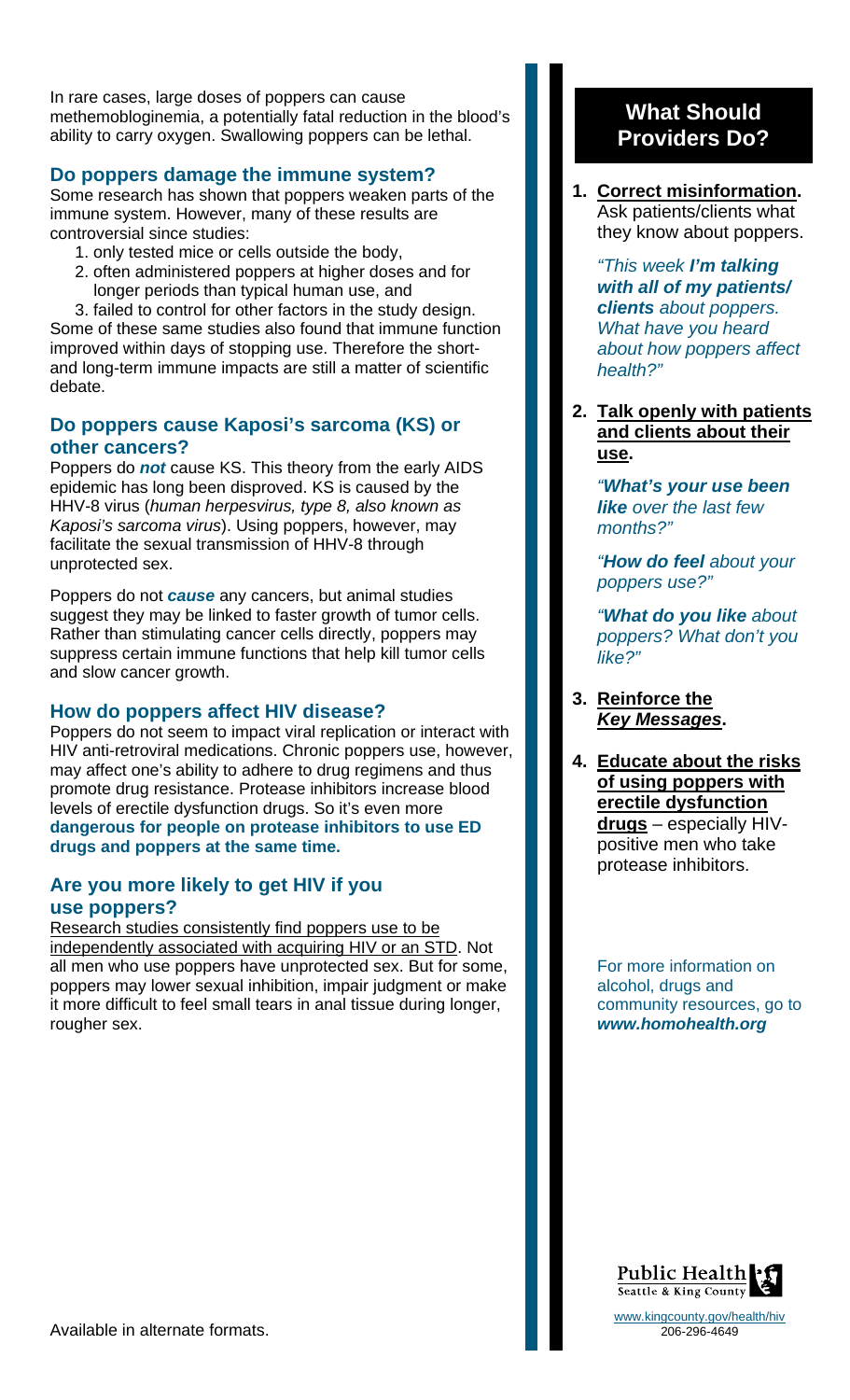In rare cases, large doses of poppers can cause methemobloginemia, a potentially fatal reduction in the blood's ability to carry oxygen. Swallowing poppers can be lethal.

### Do poppers damage the immune system?

Some research has shown that poppers weaken parts of the immune system. However, many of these results are controversial since studies:

1. only tested mice or cells outside the body,
2. often administered poppers at higher doses and for longer periods than typical human use, and
3. failed to control for other factors in the study design.

Some of these same studies also found that immune function improved within days of stopping use. Therefore the short- and long-term immune impacts are still a matter of scientific debate.

### Do poppers cause Kaposi's sarcoma (KS) or other cancers?

Poppers do ***not*** cause KS. This theory from the early AIDS epidemic has long been disproved. KS is caused by the HHV-8 virus (*human herpesvirus, type 8, also known as Kaposi's sarcoma virus*). Using poppers, however, may facilitate the sexual transmission of HHV-8 through unprotected sex.

Poppers do not ***cause*** any cancers, but animal studies suggest they may be linked to faster growth of tumor cells. Rather than stimulating cancer cells directly, poppers may suppress certain immune functions that help kill tumor cells and slow cancer growth.

### How do poppers affect HIV disease?

Poppers do not seem to impact viral replication or interact with HIV anti-retroviral medications. Chronic poppers use, however, may affect one's ability to adhere to drug regimens and thus promote drug resistance. Protease inhibitors increase blood levels of erectile dysfunction drugs. So it's even more **dangerous for people on protease inhibitors to use ED drugs and poppers at the same time.**

### Are you more likely to get HIV if you use poppers?

Research studies consistently find poppers use to be independently associated with acquiring HIV or an STD. Not all men who use poppers have unprotected sex. But for some, poppers may lower sexual inhibition, impair judgment or make it more difficult to feel small tears in anal tissue during longer, rougher sex.

Available in alternate formats.

## What Should Providers Do?

1. **Correct misinformation.** Ask patients/clients what they know about poppers.

   *"This week **I'm talking with all of my patients/ clients** about poppers. What have you heard about how poppers affect health?"*

2. **Talk openly with patients and clients about their use.**

   *"**What's your use been like** over the last few months?"*

   *"**How do feel** about your poppers use?"*

   *"**What do you like** about poppers? What don't you like?"*

3. **Reinforce the *Key Messages*.**

4. **Educate about the risks of using poppers with erectile dysfunction drugs** – especially HIV-positive men who take protease inhibitors.

For more information on alcohol, drugs and community resources, go to ***www.homohealth.org***

Public Health
Seattle & King County

www.kingcounty.gov/health/hiv
206-296-4649